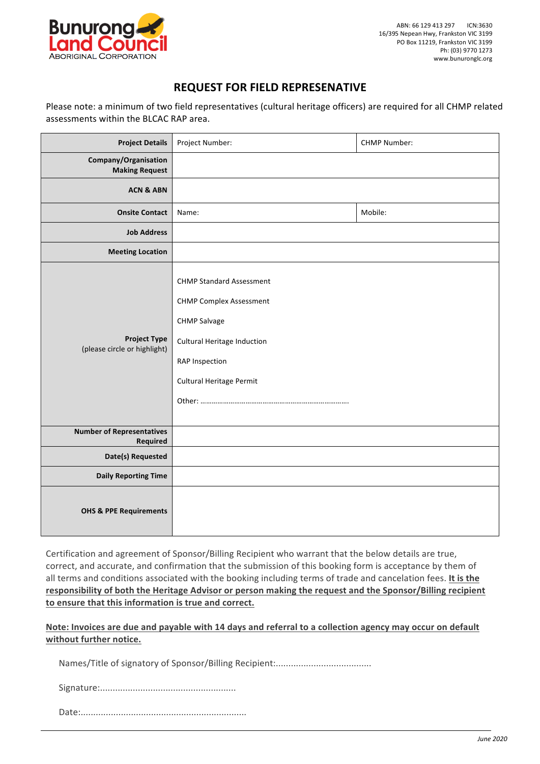Bunurong Land Council
ABORIGINAL CORPORATION

ABN: 66 129 413 297 ICN:3630
16/395 Nepean Hwy, Frankston VIC 3199
PO Box 11219, Frankston VIC 3199
Ph: (03) 9770 1273
www.bunuronglc.org

# REQUEST FOR FIELD REPRESENATIVE

Please note: a minimum of two field representatives (cultural heritage officers) are required for all CHMP related assessments within the BLCAC RAP area.

| **Project Details** | Project Number: | CHMP Number: |
|---|---|---|
| **Company/Organisation Making Request** | | |
| **ACN & ABN** | | |
| **Onsite Contact** | Name: | Mobile: |
| **Job Address** | | |
| **Meeting Location** | | |
| **Project Type** (please circle or highlight) | CHMP Standard Assessment<br>CHMP Complex Assessment<br>CHMP Salvage<br>Cultural Heritage Induction<br>RAP Inspection<br>Cultural Heritage Permit<br>Other: ………………………………………………………………… | |
| **Number of Representatives Required** | | |
| **Date(s) Requested** | | |
| **Daily Reporting Time** | | |
| **OHS & PPE Requirements** | | |

Certification and agreement of Sponsor/Billing Recipient who warrant that the below details are true, correct, and accurate, and confirmation that the submission of this booking form is acceptance by them of all terms and conditions associated with the booking including terms of trade and cancelation fees. **It is the responsibility of both the Heritage Advisor or person making the request and the Sponsor/Billing recipient to ensure that this information is true and correct.**

**Note: Invoices are due and payable with 14 days and referral to a collection agency may occur on default without further notice.**

Names/Title of signatory of Sponsor/Billing Recipient:......................................

Signature:......................................................

Date:..................................................................

*June 2020*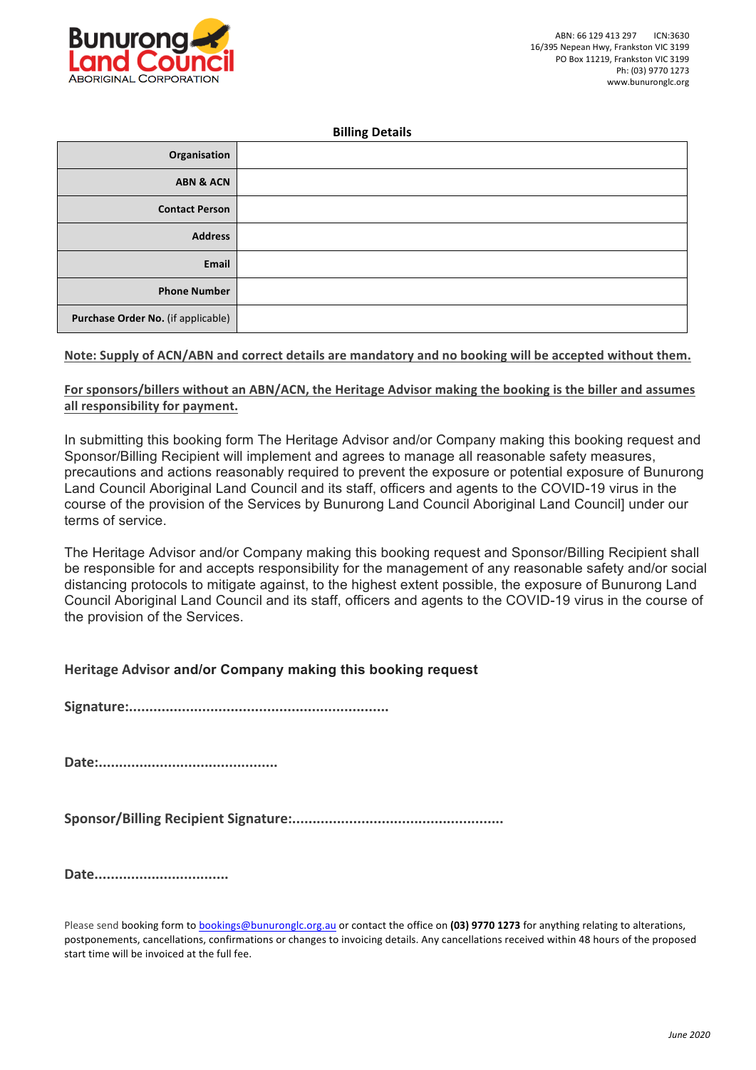Bunurong Land Council
ABORIGINAL CORPORATION

ABN: 66 129 413 297 ICN:3630
16/395 Nepean Hwy, Frankston VIC 3199
PO Box 11219, Frankston VIC 3199
Ph: (03) 9770 1273
www.bunuronglc.org

**Billing Details**

| | |
|---|---|
| **Organisation** | |
| **ABN & ACN** | |
| **Contact Person** | |
| **Address** | |
| **Email** | |
| **Phone Number** | |
| **Purchase Order No.** (if applicable) | |

**Note: Supply of ACN/ABN and correct details are mandatory and no booking will be accepted without them.**

**For sponsors/billers without an ABN/ACN, the Heritage Advisor making the booking is the biller and assumes all responsibility for payment.**

In submitting this booking form The Heritage Advisor and/or Company making this booking request and Sponsor/Billing Recipient will implement and agrees to manage all reasonable safety measures, precautions and actions reasonably required to prevent the exposure or potential exposure of Bunurong Land Council Aboriginal Land Council and its staff, officers and agents to the COVID-19 virus in the course of the provision of the Services by Bunurong Land Council Aboriginal Land Council] under our terms of service.

The Heritage Advisor and/or Company making this booking request and Sponsor/Billing Recipient shall be responsible for and accepts responsibility for the management of any reasonable safety and/or social distancing protocols to mitigate against, to the highest extent possible, the exposure of Bunurong Land Council Aboriginal Land Council and its staff, officers and agents to the COVID-19 virus in the course of the provision of the Services.

**Heritage Advisor and/or Company making this booking request**

**Signature:................................................................**

**Date:............................................**

**Sponsor/Billing Recipient Signature:...................................................**

**Date.................................**

Please send booking form to bookings@bunuronglc.org.au or contact the office on **(03) 9770 1273** for anything relating to alterations, postponements, cancellations, confirmations or changes to invoicing details. Any cancellations received within 48 hours of the proposed start time will be invoiced at the full fee.

*June 2020*